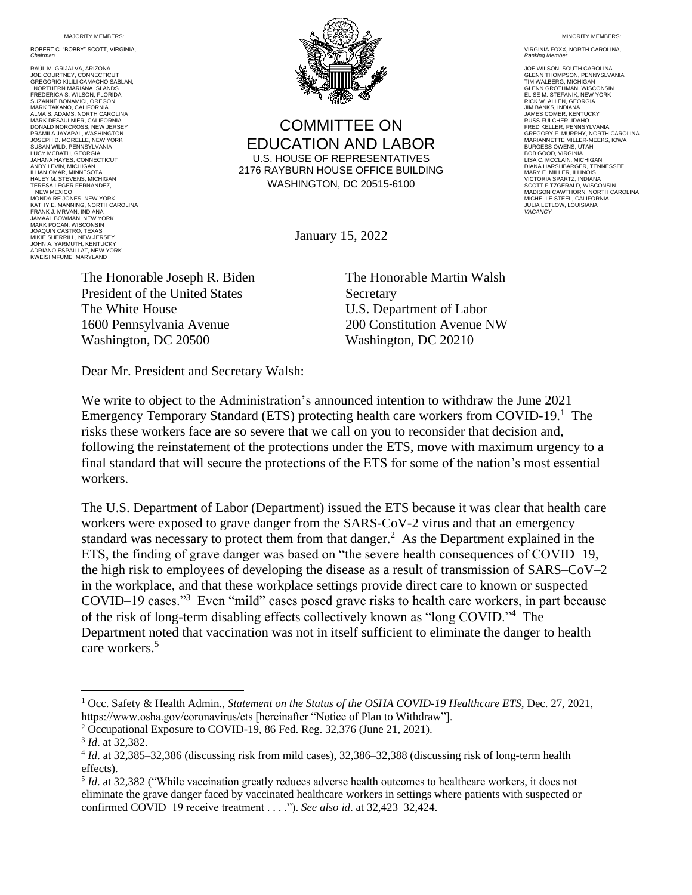MAJORITY MEMBERS:

ROBERT C. "BOBBY" SCOTT, VIRGINIA,
*Chairman*

RAÚL M. GRIJALVA, ARIZONA
JOE COURTNEY, CONNECTICUT
GREGORIO KILILI CAMACHO SABLAN, NORTHERN MARIANA ISLANDS
FREDERICA S. WILSON, FLORIDA
SUZANNE BONAMICI, OREGON
MARK TAKANO, CALIFORNIA
ALMA S. ADAMS, NORTH CAROLINA
MARK DESAULNIER, CALIFORNIA
DONALD NORCROSS, NEW JERSEY
PRAMILA JAYAPAL, WASHINGTON
JOSEPH D. MORELLE, NEW YORK
SUSAN WILD, PENNSYLVANIA
LUCY MCBATH, GEORGIA
JAHANA HAYES, CONNECTICUT
ANDY LEVIN, MICHIGAN
ILHAN OMAR, MINNESOTA
HALEY M. STEVENS, MICHIGAN
TERESA LEGER FERNANDEZ, NEW MEXICO
MONDAIRE JONES, NEW YORK
KATHY E. MANNING, NORTH CAROLINA
FRANK J. MRVAN, INDIANA
JAMAAL BOWMAN, NEW YORK
MARK POCAN, WISCONSIN
JOAQUIN CASTRO, TEXAS
MIKIE SHERRILL, NEW JERSEY
JOHN A. YARMUTH, KENTUCKY
ADRIANO ESPAILLAT, NEW YORK
KWEISI MFUME, MARYLAND

# COMMITTEE ON EDUCATION AND LABOR

U.S. HOUSE OF REPRESENTATIVES
2176 RAYBURN HOUSE OFFICE BUILDING
WASHINGTON, DC 20515-6100

MINORITY MEMBERS:

VIRGINIA FOXX, NORTH CAROLINA,
*Ranking Member*

JOE WILSON, SOUTH CAROLINA
GLENN THOMPSON, PENNSYLVANIA
TIM WALBERG, MICHIGAN
GLENN GROTHMAN, WISCONSIN
ELISE M. STEFANIK, NEW YORK
RICK W. ALLEN, GEORGIA
JIM BANKS, INDIANA
JAMES COMER, KENTUCKY
RUSS FULCHER, IDAHO
FRED KELLER, PENNSYLVANIA
GREGORY F. MURPHY, NORTH CAROLINA
MARIANNETTE MILLER-MEEKS, IOWA
BURGESS OWENS, UTAH
BOB GOOD, VIRGINIA
LISA C. MCCLAIN, MICHIGAN
DIANA HARSHBARGER, TENNESSEE
MARY E. MILLER, ILLINOIS
VICTORIA SPARTZ, INDIANA
SCOTT FITZGERALD, WISCONSIN
MADISON CAWTHORN, NORTH CAROLINA
MICHELLE STEEL, CALIFORNIA
JULIA LETLOW, LOUISIANA
*VACANCY*

January 15, 2022

The Honorable Joseph R. Biden
President of the United States
The White House
1600 Pennsylvania Avenue
Washington, DC 20500

The Honorable Martin Walsh
Secretary
U.S. Department of Labor
200 Constitution Avenue NW
Washington, DC 20210

Dear Mr. President and Secretary Walsh:

We write to object to the Administration's announced intention to withdraw the June 2021 Emergency Temporary Standard (ETS) protecting health care workers from COVID-19.[1] The risks these workers face are so severe that we call on you to reconsider that decision and, following the reinstatement of the protections under the ETS, move with maximum urgency to a final standard that will secure the protections of the ETS for some of the nation's most essential workers.

The U.S. Department of Labor (Department) issued the ETS because it was clear that health care workers were exposed to grave danger from the SARS-CoV-2 virus and that an emergency standard was necessary to protect them from that danger.[2] As the Department explained in the ETS, the finding of grave danger was based on "the severe health consequences of COVID–19, the high risk to employees of developing the disease as a result of transmission of SARS–CoV–2 in the workplace, and that these workplace settings provide direct care to known or suspected COVID–19 cases."[3] Even "mild" cases posed grave risks to health care workers, in part because of the risk of long-term disabling effects collectively known as "long COVID."[4] The Department noted that vaccination was not in itself sufficient to eliminate the danger to health care workers.[5]

---

[1] Occ. Safety & Health Admin., *Statement on the Status of the OSHA COVID-19 Healthcare ETS*, Dec. 27, 2021, https://www.osha.gov/coronavirus/ets [hereinafter "Notice of Plan to Withdraw"].

[2] Occupational Exposure to COVID-19, 86 Fed. Reg. 32,376 (June 21, 2021).

[3] *Id*. at 32,382.

[4] *Id*. at 32,385–32,386 (discussing risk from mild cases), 32,386–32,388 (discussing risk of long-term health effects).

[5] *Id*. at 32,382 ("While vaccination greatly reduces adverse health outcomes to healthcare workers, it does not eliminate the grave danger faced by vaccinated healthcare workers in settings where patients with suspected or confirmed COVID–19 receive treatment . . . ."). *See also id*. at 32,423–32,424.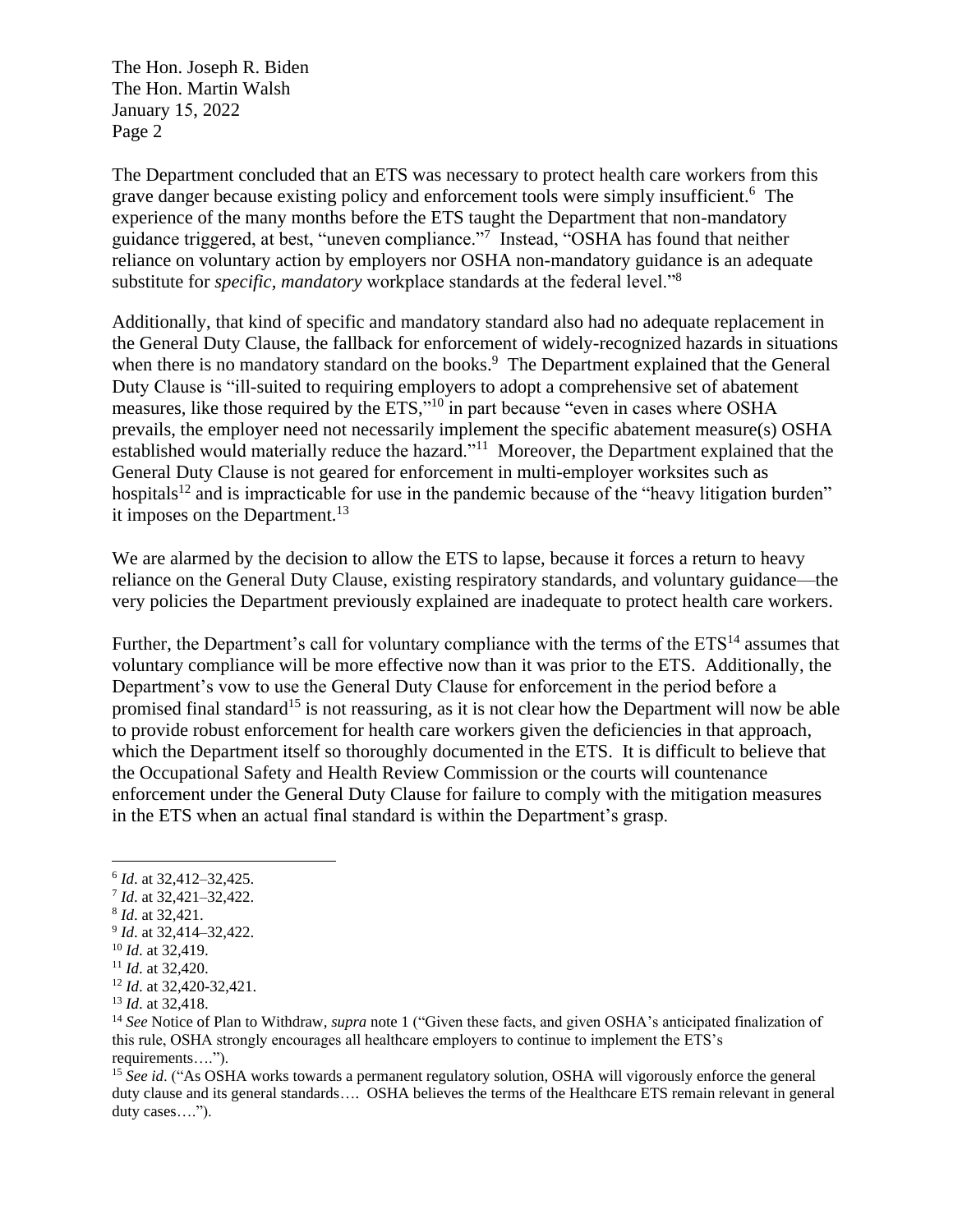The Department concluded that an ETS was necessary to protect health care workers from this grave danger because existing policy and enforcement tools were simply insufficient.[6] The experience of the many months before the ETS taught the Department that non-mandatory guidance triggered, at best, "uneven compliance."[7] Instead, "OSHA has found that neither reliance on voluntary action by employers nor OSHA non-mandatory guidance is an adequate substitute for *specific, mandatory* workplace standards at the federal level."[8]

Additionally, that kind of specific and mandatory standard also had no adequate replacement in the General Duty Clause, the fallback for enforcement of widely-recognized hazards in situations when there is no mandatory standard on the books.[9] The Department explained that the General Duty Clause is "ill-suited to requiring employers to adopt a comprehensive set of abatement measures, like those required by the ETS,"[10] in part because "even in cases where OSHA prevails, the employer need not necessarily implement the specific abatement measure(s) OSHA established would materially reduce the hazard."[11] Moreover, the Department explained that the General Duty Clause is not geared for enforcement in multi-employer worksites such as hospitals[12] and is impracticable for use in the pandemic because of the "heavy litigation burden" it imposes on the Department.[13]

We are alarmed by the decision to allow the ETS to lapse, because it forces a return to heavy reliance on the General Duty Clause, existing respiratory standards, and voluntary guidance—the very policies the Department previously explained are inadequate to protect health care workers.

Further, the Department's call for voluntary compliance with the terms of the ETS[14] assumes that voluntary compliance will be more effective now than it was prior to the ETS. Additionally, the Department's vow to use the General Duty Clause for enforcement in the period before a promised final standard[15] is not reassuring, as it is not clear how the Department will now be able to provide robust enforcement for health care workers given the deficiencies in that approach, which the Department itself so thoroughly documented in the ETS. It is difficult to believe that the Occupational Safety and Health Review Commission or the courts will countenance enforcement under the General Duty Clause for failure to comply with the mitigation measures in the ETS when an actual final standard is within the Department's grasp.

---

[6] *Id*. at 32,412–32,425.

[7] *Id*. at 32,421–32,422.

[8] *Id*. at 32,421.

[9] *Id*. at 32,414–32,422.

[10] *Id*. at 32,419.

[11] *Id*. at 32,420.

[12] *Id*. at 32,420-32,421.

[13] *Id*. at 32,418.

[14] *See* Notice of Plan to Withdraw, *supra* note 1 ("Given these facts, and given OSHA's anticipated finalization of this rule, OSHA strongly encourages all healthcare employers to continue to implement the ETS's requirements….").

[15] *See id*. ("As OSHA works towards a permanent regulatory solution, OSHA will vigorously enforce the general duty clause and its general standards…. OSHA believes the terms of the Healthcare ETS remain relevant in general duty cases….").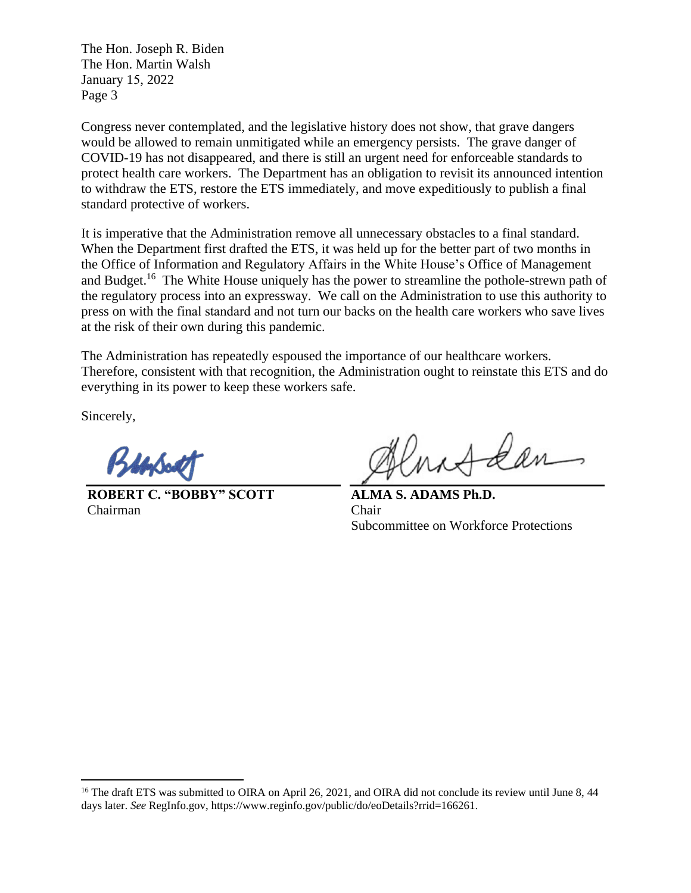Congress never contemplated, and the legislative history does not show, that grave dangers would be allowed to remain unmitigated while an emergency persists. The grave danger of COVID-19 has not disappeared, and there is still an urgent need for enforceable standards to protect health care workers. The Department has an obligation to revisit its announced intention to withdraw the ETS, restore the ETS immediately, and move expeditiously to publish a final standard protective of workers.

It is imperative that the Administration remove all unnecessary obstacles to a final standard. When the Department first drafted the ETS, it was held up for the better part of two months in the Office of Information and Regulatory Affairs in the White House's Office of Management and Budget.[16] The White House uniquely has the power to streamline the pothole-strewn path of the regulatory process into an expressway. We call on the Administration to use this authority to press on with the final standard and not turn our backs on the health care workers who save lives at the risk of their own during this pandemic.

The Administration has repeatedly espoused the importance of our healthcare workers. Therefore, consistent with that recognition, the Administration ought to reinstate this ETS and do everything in its power to keep these workers safe.

Sincerely,

| | |
|---|---|
| **ROBERT C. "BOBBY" SCOTT** | **ALMA S. ADAMS Ph.D.** |
| Chairman | Chair |
| | Subcommittee on Workforce Protections |

---

[16] The draft ETS was submitted to OIRA on April 26, 2021, and OIRA did not conclude its review until June 8, 44 days later. *See* RegInfo.gov, https://www.reginfo.gov/public/do/eoDetails?rrid=166261.